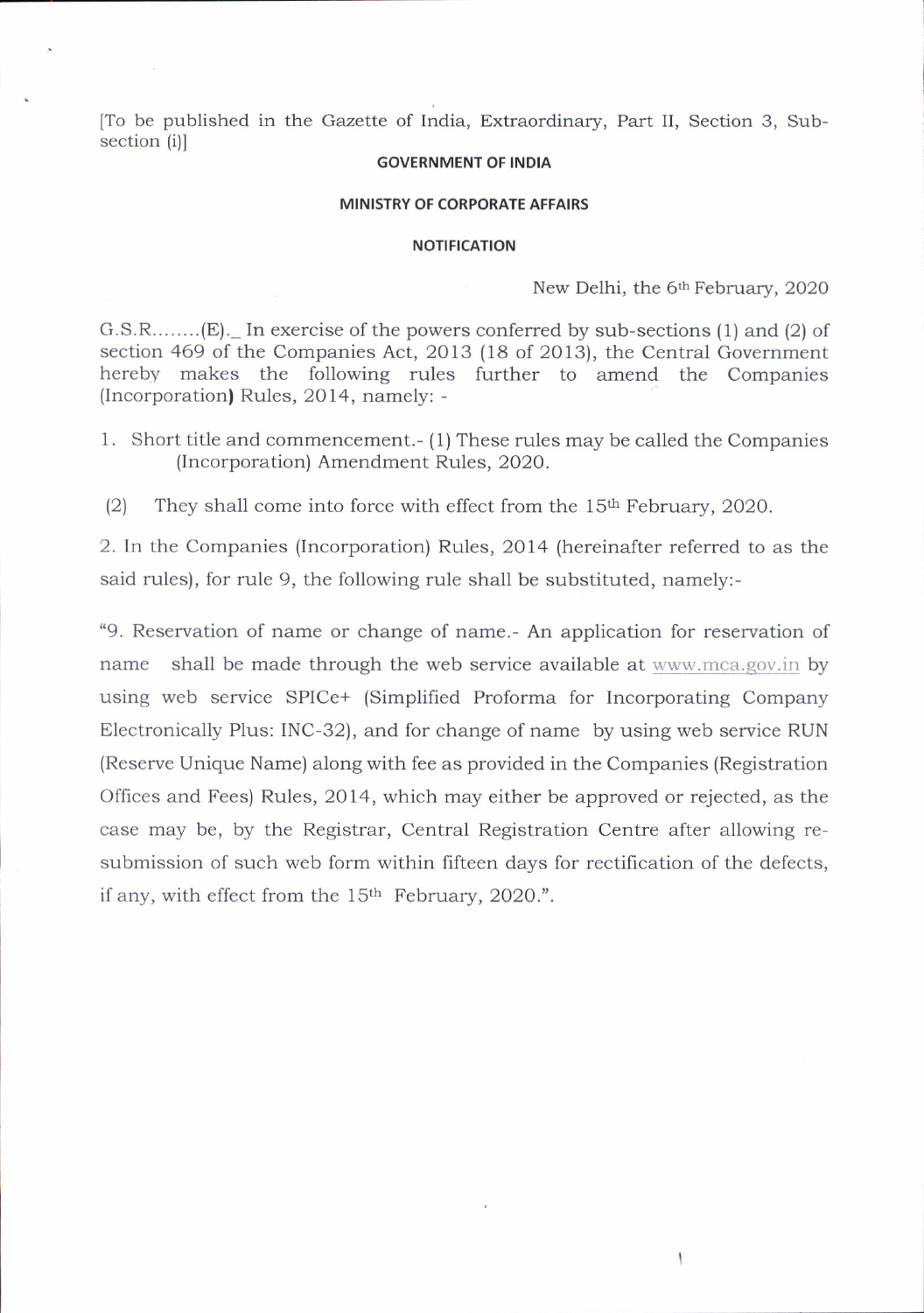[To be published in the Gazette of India, Extraordinary, Part II, Section 3, Sub-section (i)]

**GOVERNMENT OF INDIA**

**MINISTRY OF CORPORATE AFFAIRS**

**NOTIFICATION**

New Delhi, the 6th February, 2020

G.S.R........(E).\_ In exercise of the powers conferred by sub-sections (1) and (2) of section 469 of the Companies Act, 2013 (18 of 2013), the Central Government hereby makes the following rules further to amend the Companies (Incorporation) Rules, 2014, namely: -

1. Short title and commencement.- (1) These rules may be called the Companies (Incorporation) Amendment Rules, 2020.

(2) They shall come into force with effect from the 15th February, 2020.

2. In the Companies (Incorporation) Rules, 2014 (hereinafter referred to as the said rules), for rule 9, the following rule shall be substituted, namely:-

"9. Reservation of name or change of name.- An application for reservation of name shall be made through the web service available at www.mca.gov.in by using web service SPICe+ (Simplified Proforma for Incorporating Company Electronically Plus: INC-32), and for change of name by using web service RUN (Reserve Unique Name) along with fee as provided in the Companies (Registration Offices and Fees) Rules, 2014, which may either be approved or rejected, as the case may be, by the Registrar, Central Registration Centre after allowing re-submission of such web form within fifteen days for rectification of the defects, if any, with effect from the 15th February, 2020.".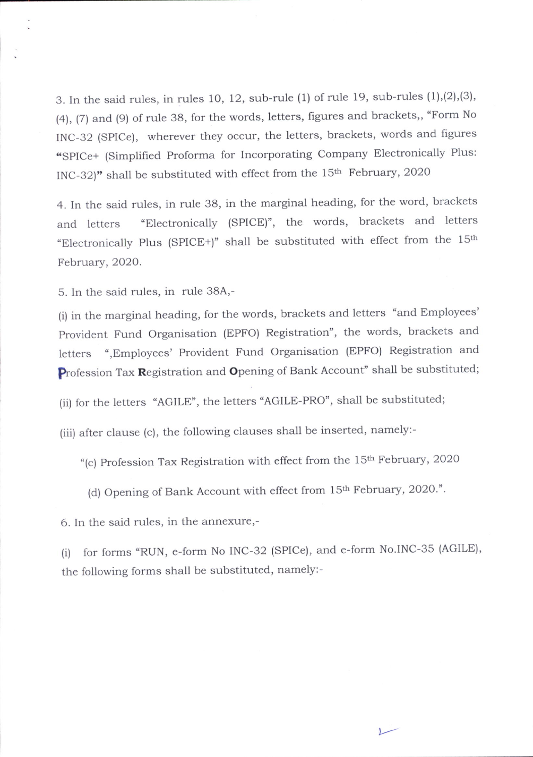3. In the said rules, in rules 10, 12, sub-rule (1) of rule 19, sub-rules (1),(2),(3), (4), (7) and (9) of rule 38, for the words, letters, figures and brackets,, "Form No INC-32 (SPICe), wherever they occur, the letters, brackets, words and figures **"**SPICe+ (Simplified Proforma for Incorporating Company Electronically Plus: INC-32)**"** shall be substituted with effect from the 15th February, 2020

4. In the said rules, in rule 38, in the marginal heading, for the word, brackets and letters "Electronically (SPICE)", the words, brackets and letters "Electronically Plus (SPICE+)" shall be substituted with effect from the 15th February, 2020.

5. In the said rules, in rule 38A,-

(i) in the marginal heading, for the words, brackets and letters "and Employees' Provident Fund Organisation (EPFO) Registration", the words, brackets and letters ",Employees' Provident Fund Organisation (EPFO) Registration and **P**rofession Tax **R**egistration and **O**pening of Bank Account" shall be substituted;

(ii) for the letters "AGILE", the letters "AGILE-PRO", shall be substituted;

(iii) after clause (c), the following clauses shall be inserted, namely:-

"(c) Profession Tax Registration with effect from the 15th February, 2020

(d) Opening of Bank Account with effect from 15th February, 2020.".

6. In the said rules, in the annexure,-

(i) for forms "RUN, e-form No INC-32 (SPICe), and e-form No.INC-35 (AGILE), the following forms shall be substituted, namely:-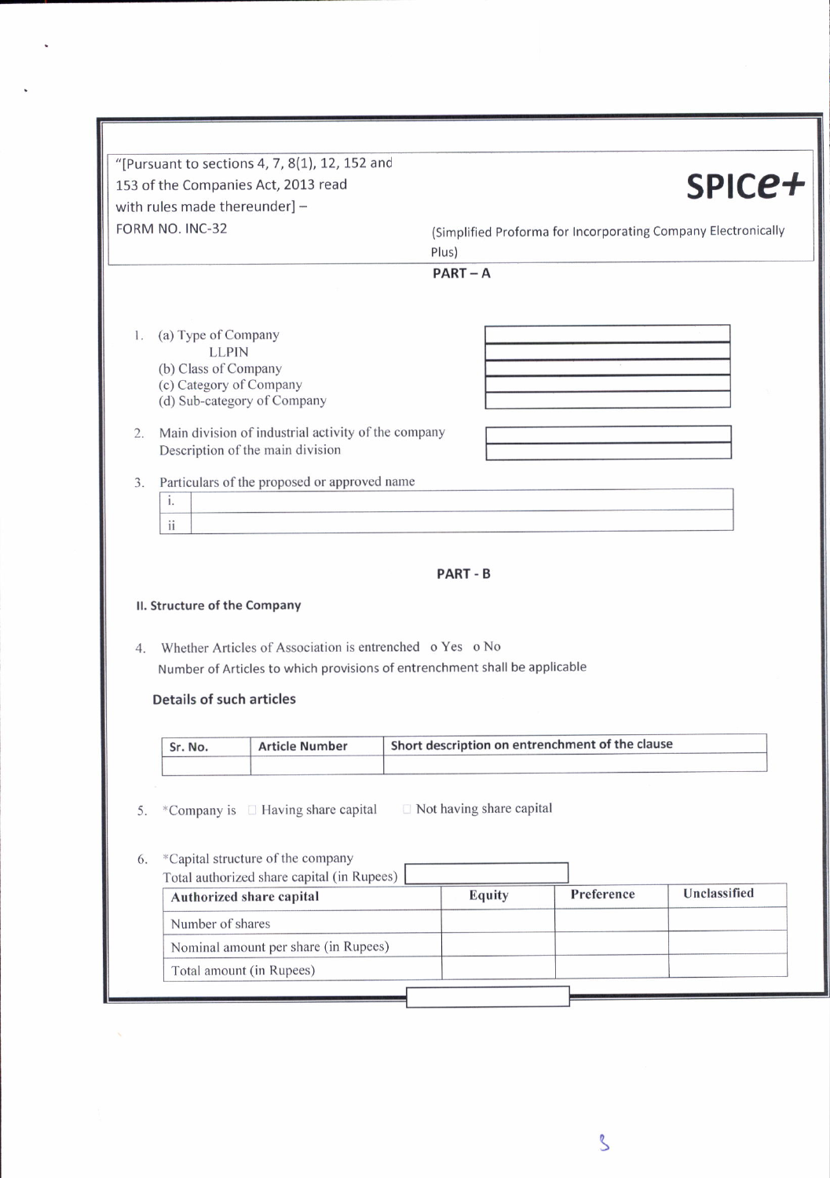"[Pursuant to sections 4, 7, 8(1), 12, 152 and 153 of the Companies Act, 2013 read with rules made thereunder] –
FORM NO. INC-32

# SPICe+

(Simplified Proforma for Incorporating Company Electronically Plus)

## PART – A

1. (a) Type of Company
   LLPIN
   (b) Class of Company
   (c) Category of Company
   (d) Sub-category of Company

2. Main division of industrial activity of the company
   Description of the main division

3. Particulars of the proposed or approved name

| | |
|---|---|
| i. | |
| ii | |

## PART - B

**II. Structure of the Company**

4. Whether Articles of Association is entrenched o Yes o No
   Number of Articles to which provisions of entrenchment shall be applicable

**Details of such articles**

| Sr. No. | Article Number | Short description on entrenchment of the clause |
|---|---|---|
| | | |

5. *Company is ☐ Having share capital ☐ Not having share capital

6. *Capital structure of the company
   Total authorized share capital (in Rupees)

| Authorized share capital | Equity | Preference | Unclassified |
|---|---|---|---|
| Number of shares | | | |
| Nominal amount per share (in Rupees) | | | |
| Total amount (in Rupees) | | | |